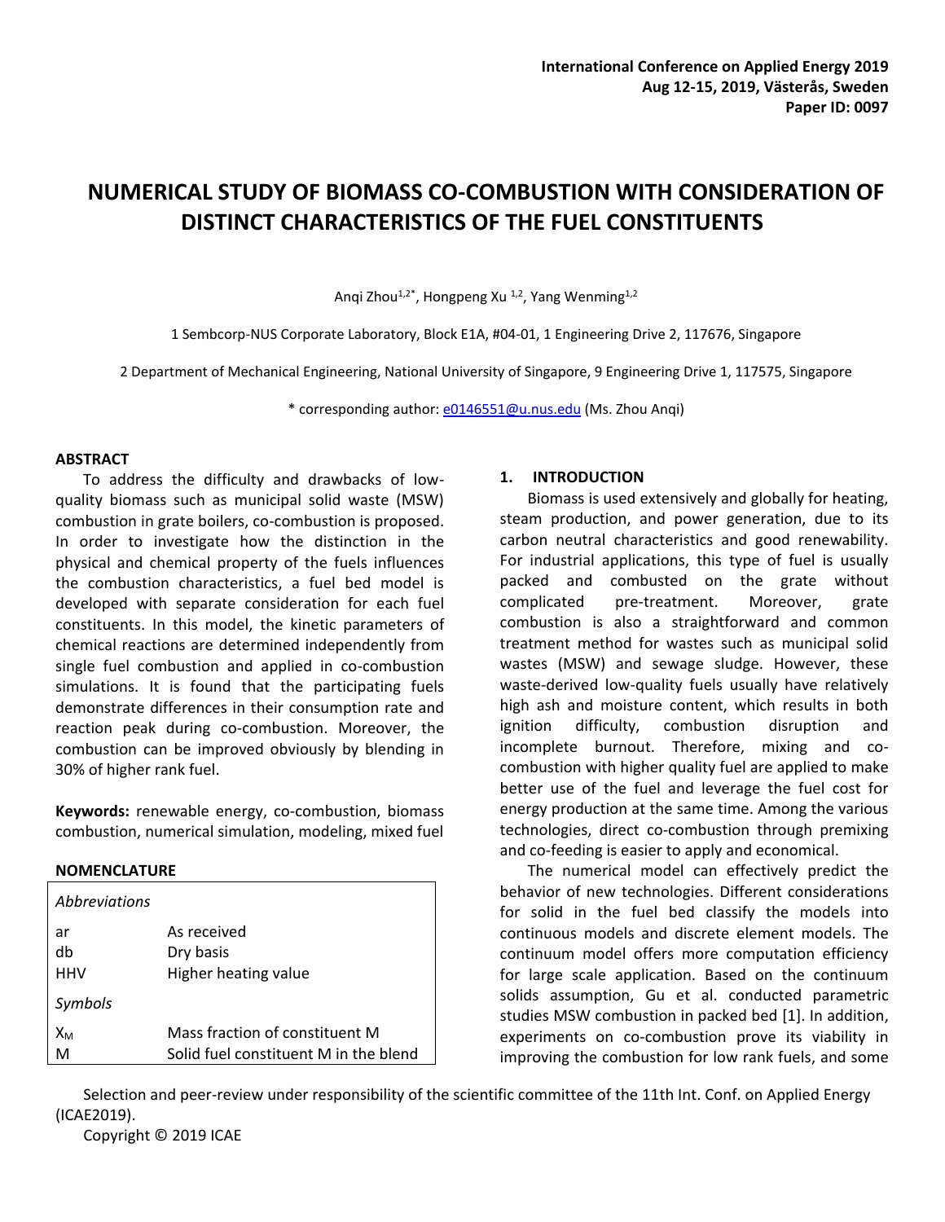International Conference on Applied Energy 2019
Aug 12-15, 2019, Västerås, Sweden
Paper ID: 0097

# NUMERICAL STUDY OF BIOMASS CO-COMBUSTION WITH CONSIDERATION OF DISTINCT CHARACTERISTICS OF THE FUEL CONSTITUENTS

Anqi Zhou[1,2*], Hongpeng Xu [1,2], Yang Wenming[1,2]

1 Sembcorp-NUS Corporate Laboratory, Block E1A, #04-01, 1 Engineering Drive 2, 117676, Singapore

2 Department of Mechanical Engineering, National University of Singapore, 9 Engineering Drive 1, 117575, Singapore

* corresponding author: e0146551@u.nus.edu (Ms. Zhou Anqi)

## ABSTRACT

To address the difficulty and drawbacks of low-quality biomass such as municipal solid waste (MSW) combustion in grate boilers, co-combustion is proposed. In order to investigate how the distinction in the physical and chemical property of the fuels influences the combustion characteristics, a fuel bed model is developed with separate consideration for each fuel constituents. In this model, the kinetic parameters of chemical reactions are determined independently from single fuel combustion and applied in co-combustion simulations. It is found that the participating fuels demonstrate differences in their consumption rate and reaction peak during co-combustion. Moreover, the combustion can be improved obviously by blending in 30% of higher rank fuel.

**Keywords:** renewable energy, co-combustion, biomass combustion, numerical simulation, modeling, mixed fuel

## NOMENCLATURE

| *Abbreviations* | |
|---|---|
| ar | As received |
| db | Dry basis |
| HHV | Higher heating value |
| *Symbols* | |
| $X_M$ | Mass fraction of constituent M |
| M | Solid fuel constituent M in the blend |

## 1. INTRODUCTION

Biomass is used extensively and globally for heating, steam production, and power generation, due to its carbon neutral characteristics and good renewability. For industrial applications, this type of fuel is usually packed and combusted on the grate without complicated pre-treatment. Moreover, grate combustion is also a straightforward and common treatment method for wastes such as municipal solid wastes (MSW) and sewage sludge. However, these waste-derived low-quality fuels usually have relatively high ash and moisture content, which results in both ignition difficulty, combustion disruption and incomplete burnout. Therefore, mixing and co-combustion with higher quality fuel are applied to make better use of the fuel and leverage the fuel cost for energy production at the same time. Among the various technologies, direct co-combustion through premixing and co-feeding is easier to apply and economical.

The numerical model can effectively predict the behavior of new technologies. Different considerations for solid in the fuel bed classify the models into continuous models and discrete element models. The continuum model offers more computation efficiency for large scale application. Based on the continuum solids assumption, Gu et al. conducted parametric studies MSW combustion in packed bed [1]. In addition, experiments on co-combustion prove its viability in improving the combustion for low rank fuels, and some

Selection and peer-review under responsibility of the scientific committee of the 11th Int. Conf. on Applied Energy (ICAE2019).
Copyright © 2019 ICAE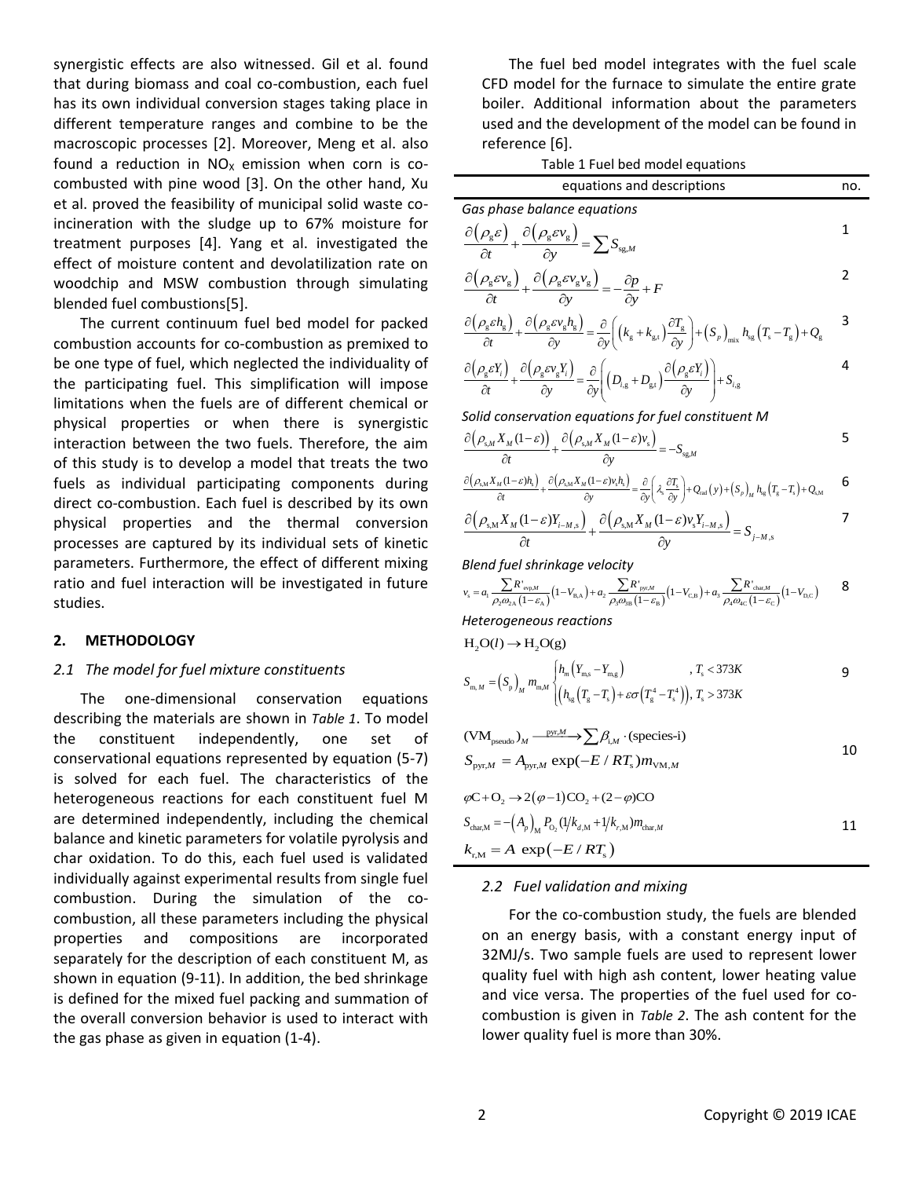synergistic effects are also witnessed. Gil et al. found that during biomass and coal co-combustion, each fuel has its own individual conversion stages taking place in different temperature ranges and combine to be the macroscopic processes [2]. Moreover, Meng et al. also found a reduction in $NO_X$ emission when corn is co-combusted with pine wood [3]. On the other hand, Xu et al. proved the feasibility of municipal solid waste co-incineration with the sludge up to 67% moisture for treatment purposes [4]. Yang et al. investigated the effect of moisture content and devolatilization rate on woodchip and MSW combustion through simulating blended fuel combustions[5].

The current continuum fuel bed model for packed combustion accounts for co-combustion as premixed to be one type of fuel, which neglected the individuality of the participating fuel. This simplification will impose limitations when the fuels are of different chemical or physical properties or when there is synergistic interaction between the two fuels. Therefore, the aim of this study is to develop a model that treats the two fuels as individual participating components during direct co-combustion. Each fuel is described by its own physical properties and the thermal conversion processes are captured by its individual sets of kinetic parameters. Furthermore, the effect of different mixing ratio and fuel interaction will be investigated in future studies.

## 2. METHODOLOGY

### 2.1 The model for fuel mixture constituents

The one-dimensional conservation equations describing the materials are shown in *Table 1*. To model the constituent independently, one set of conservational equations represented by equation (5-7) is solved for each fuel. The characteristics of the heterogeneous reactions for each constituent fuel M are determined independently, including the chemical balance and kinetic parameters for volatile pyrolysis and char oxidation. To do this, each fuel used is validated individually against experimental results from single fuel combustion. During the simulation of the co-combustion, all these parameters including the physical properties and compositions are incorporated separately for the description of each constituent M, as shown in equation (9-11). In addition, the bed shrinkage is defined for the mixed fuel packing and summation of the overall conversion behavior is used to interact with the gas phase as given in equation (1-4).

The fuel bed model integrates with the fuel scale CFD model for the furnace to simulate the entire grate boiler. Additional information about the parameters used and the development of the model can be found in reference [6].

Table 1 Fuel bed model equations

| equations and descriptions | no. |
|---|---|
| *Gas phase balance equations* | |
| $\frac{\partial(\rho_g \varepsilon)}{\partial t} + \frac{\partial(\rho_g \varepsilon v_g)}{\partial y} = \sum S_{sg,M}$ | 1 |
| $\frac{\partial(\rho_g \varepsilon v_g)}{\partial t} + \frac{\partial(\rho_g \varepsilon v_g v_g)}{\partial y} = -\frac{\partial p}{\partial y} + F$ | 2 |
| $\frac{\partial(\rho_g \varepsilon h_g)}{\partial t} + \frac{\partial(\rho_g \varepsilon v_g h_g)}{\partial y} = \frac{\partial}{\partial y}\left((k_g + k_{g,t})\frac{\partial T_g}{\partial y}\right) + (S_p)_{mix} h_{sg}(T_s - T_g) + Q_g$ | 3 |
| $\frac{\partial(\rho_g \varepsilon Y_i)}{\partial t} + \frac{\partial(\rho_g \varepsilon v_g Y_i)}{\partial y} = \frac{\partial}{\partial y}\left((D_{i,g} + D_{g,t})\frac{\partial(\rho_g \varepsilon Y_i)}{\partial y}\right) + S_{i,g}$ | 4 |
| *Solid conservation equations for fuel constituent M* | |
| $\frac{\partial(\rho_{s,M} X_M (1-\varepsilon))}{\partial t} + \frac{\partial(\rho_{s,M} X_M (1-\varepsilon) v_s)}{\partial y} = -S_{sg,M}$ | 5 |
| $\frac{\partial(\rho_{s,M} X_M (1-\varepsilon) h_s)}{\partial t} + \frac{\partial(\rho_{s,M} X_M (1-\varepsilon) v_s h_s)}{\partial y} = \frac{\partial}{\partial y}\left(\lambda_s \frac{\partial T_s}{\partial y}\right) + Q_{rad}(y) + (S_p)_M h_{sg}(T_g - T_s) + Q_{s,M}$ | 6 |
| $\frac{\partial(\rho_{s,M} X_M (1-\varepsilon) Y_{i-M,s})}{\partial t} + \frac{\partial(\rho_{s,M} X_M (1-\varepsilon) v_s Y_{i-M,s})}{\partial y} = S_{j-M,s}$ | 7 |
| *Blend fuel shrinkage velocity* | |
| $v_s = a_1 \frac{\sum R'_{evp,M}}{\rho_2 \omega_{2A}(1-\varepsilon_A)}(1-V_{B,A}) + a_2 \frac{\sum R'_{pyr,M}}{\rho_3 \omega_{3B}(1-\varepsilon_B)}(1-V_{C,B}) + a_3 \frac{\sum R'_{char,M}}{\rho_4 \omega_{4C}(1-\varepsilon_C)}(1-V_{D,C})$ | 8 |
| *Heterogeneous reactions* | |
| $H_2O(l) \rightarrow H_2O(g)$ <br> $S_{m,M} = (S)_p{}_M m_{m,M} \begin{cases} h_m(Y_{m,s} - Y_{m,g}) & , T_s < 373K \\ \left(h_{sg}(T_g - T_s) + \varepsilon\sigma(T_g^4 - T_s^4)\right), & T_s > 373K \end{cases}$ | 9 |
| $(VM_{pseudo})_M \xrightarrow{pyr,M} \sum \beta_{i,M} \cdot (\text{species-i})$ <br> $S_{pyr,M} = A_{pyr,M} \exp(-E/RT_s) m_{VM,M}$ | 10 |
| $\varphi C + O_2 \rightarrow 2(\varphi - 1)CO_2 + (2-\varphi)CO$ <br> $S_{char,M} = -(A_p)_M P_{O_2}(1/k_{d,M} + 1/k_{r,M}) m_{char,M}$ <br> $k_{r,M} = A \exp(-E/RT_s)$ | 11 |

### 2.2 Fuel validation and mixing

For the co-combustion study, the fuels are blended on an energy basis, with a constant energy input of 32MJ/s. Two sample fuels are used to represent lower quality fuel with high ash content, lower heating value and vice versa. The properties of the fuel used for co-combustion is given in *Table 2*. The ash content for the lower quality fuel is more than 30%.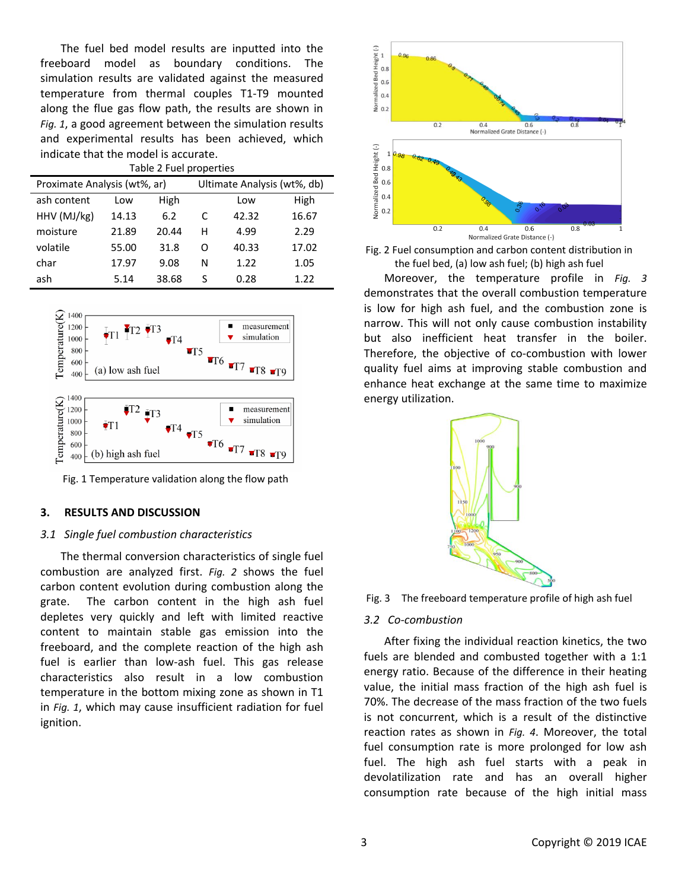The fuel bed model results are inputted into the freeboard model as boundary conditions. The simulation results are validated against the measured temperature from thermal couples T1-T9 mounted along the flue gas flow path, the results are shown in *Fig. 1*, a good agreement between the simulation results and experimental results has been achieved, which indicate that the model is accurate.

Table 2 Fuel properties

| Proximate Analysis (wt%, ar) | | | Ultimate Analysis (wt%, db) | | |
|---|---|---|---|---|---|
| ash content | Low | High | | Low | High |
| HHV (MJ/kg) | 14.13 | 6.2 | C | 42.32 | 16.67 |
| moisture | 21.89 | 20.44 | H | 4.99 | 2.29 |
| volatile | 55.00 | 31.8 | O | 40.33 | 17.02 |
| char | 17.97 | 9.08 | N | 1.22 | 1.05 |
| ash | 5.14 | 38.68 | S | 0.28 | 1.22 |

Fig. 1 Temperature validation along the flow path

## 3. RESULTS AND DISCUSSION

### 3.1 Single fuel combustion characteristics

The thermal conversion characteristics of single fuel combustion are analyzed first. *Fig. 2* shows the fuel carbon content evolution during combustion along the grate. The carbon content in the high ash fuel depletes very quickly and left with limited reactive content to maintain stable gas emission into the freeboard, and the complete reaction of the high ash fuel is earlier than low-ash fuel. This gas release characteristics also result in a low combustion temperature in the bottom mixing zone as shown in T1 in *Fig. 1*, which may cause insufficient radiation for fuel ignition.

Fig. 2 Fuel consumption and carbon content distribution in the fuel bed, (a) low ash fuel; (b) high ash fuel

Moreover, the temperature profile in *Fig. 3* demonstrates that the overall combustion temperature is low for high ash fuel, and the combustion zone is narrow. This will not only cause combustion instability but also inefficient heat transfer in the boiler. Therefore, the objective of co-combustion with lower quality fuel aims at improving stable combustion and enhance heat exchange at the same time to maximize energy utilization.

Fig. 3 The freeboard temperature profile of high ash fuel

### 3.2 Co-combustion

After fixing the individual reaction kinetics, the two fuels are blended and combusted together with a 1:1 energy ratio. Because of the difference in their heating value, the initial mass fraction of the high ash fuel is 70%. The decrease of the mass fraction of the two fuels is not concurrent, which is a result of the distinctive reaction rates as shown in *Fig. 4*. Moreover, the total fuel consumption rate is more prolonged for low ash fuel. The high ash fuel starts with a peak in devolatilization rate and has an overall higher consumption rate because of the high initial mass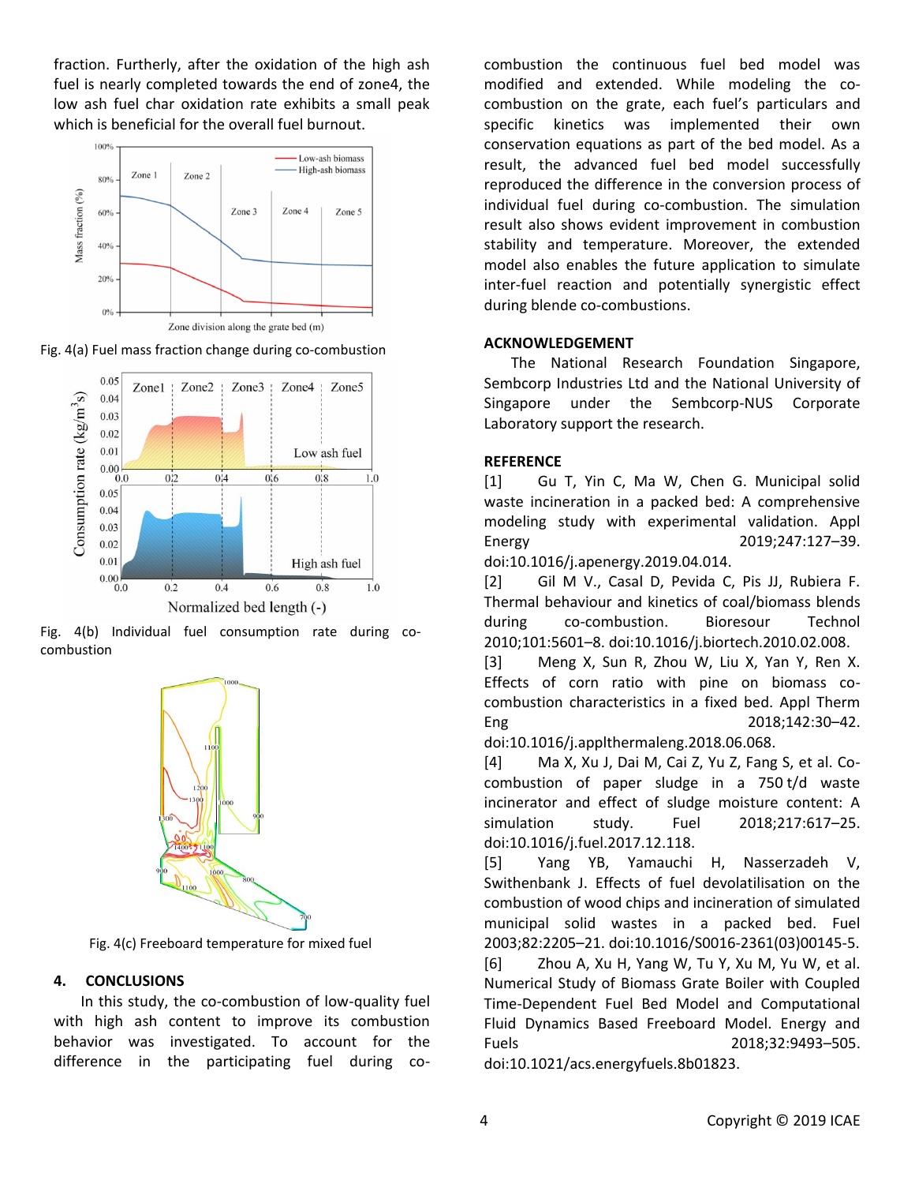fraction. Furtherly, after the oxidation of the high ash fuel is nearly completed towards the end of zone4, the low ash fuel char oxidation rate exhibits a small peak which is beneficial for the overall fuel burnout.

100%
80%
60%
40%
20%
0%
Mass fraction (%)
Zone 1
Zone 2
Zone 3
Zone 4
Zone 5
Low-ash biomass
High-ash biomass
Zone division along the grate bed (m)

Fig. 4(a) Fuel mass fraction change during co-combustion

Consumption rate (kg/m$^3$s)
0.05
0.04
0.03
0.02
0.01
0.00
Zone1
Zone2
Zone3
Zone4
Zone5
Low ash fuel
High ash fuel
0.0
0.2
0.4
0.6
0.8
1.0
Normalized bed length (-)

Fig. 4(b) Individual fuel consumption rate during co-combustion

1000
1100
1200
1300
1000
900
1300
1400
1100
900
1000
800
1100
700

Fig. 4(c) Freeboard temperature for mixed fuel

## 4. CONCLUSIONS

In this study, the co-combustion of low-quality fuel with high ash content to improve its combustion behavior was investigated. To account for the difference in the participating fuel during co-combustion the continuous fuel bed model was modified and extended. While modeling the co-combustion on the grate, each fuel's particulars and specific kinetics was implemented their own conservation equations as part of the bed model. As a result, the advanced fuel bed model successfully reproduced the difference in the conversion process of individual fuel during co-combustion. The simulation result also shows evident improvement in combustion stability and temperature. Moreover, the extended model also enables the future application to simulate inter-fuel reaction and potentially synergistic effect during blende co-combustions.

## ACKNOWLEDGEMENT

The National Research Foundation Singapore, Sembcorp Industries Ltd and the National University of Singapore under the Sembcorp-NUS Corporate Laboratory support the research.

## REFERENCE

[1] Gu T, Yin C, Ma W, Chen G. Municipal solid waste incineration in a packed bed: A comprehensive modeling study with experimental validation. Appl Energy 2019;247:127–39. doi:10.1016/j.apenergy.2019.04.014.

[2] Gil M V., Casal D, Pevida C, Pis JJ, Rubiera F. Thermal behaviour and kinetics of coal/biomass blends during co-combustion. Bioresour Technol 2010;101:5601–8. doi:10.1016/j.biortech.2010.02.008.

[3] Meng X, Sun R, Zhou W, Liu X, Yan Y, Ren X. Effects of corn ratio with pine on biomass co-combustion characteristics in a fixed bed. Appl Therm Eng 2018;142:30–42. doi:10.1016/j.applthermaleng.2018.06.068.

[4] Ma X, Xu J, Dai M, Cai Z, Yu Z, Fang S, et al. Co-combustion of paper sludge in a 750 t/d waste incinerator and effect of sludge moisture content: A simulation study. Fuel 2018;217:617–25. doi:10.1016/j.fuel.2017.12.118.

[5] Yang YB, Yamauchi H, Nasserzadeh V, Swithenbank J. Effects of fuel devolatilisation on the combustion of wood chips and incineration of simulated municipal solid wastes in a packed bed. Fuel 2003;82:2205–21. doi:10.1016/S0016-2361(03)00145-5.

[6] Zhou A, Xu H, Yang W, Tu Y, Xu M, Yu W, et al. Numerical Study of Biomass Grate Boiler with Coupled Time-Dependent Fuel Bed Model and Computational Fluid Dynamics Based Freeboard Model. Energy and Fuels 2018;32:9493–505. doi:10.1021/acs.energyfuels.8b01823.